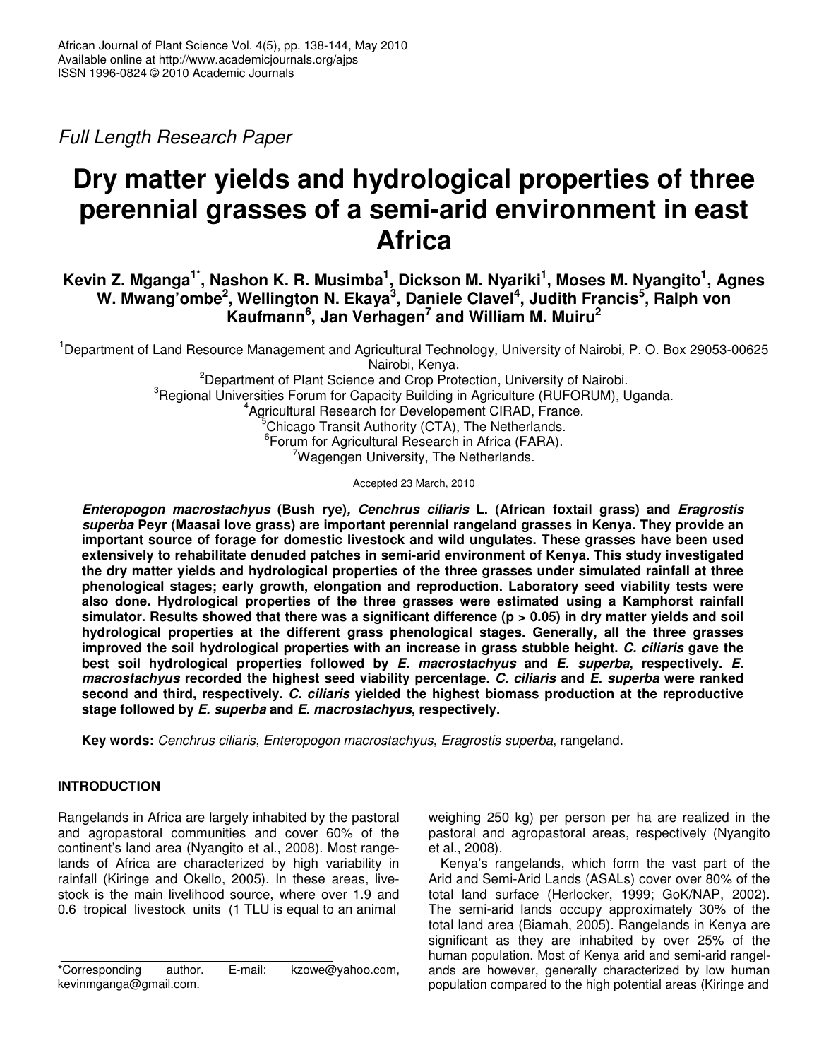*Full Length Research Paper*

# Dry matter yields and hydrological properties of three perennial grasses of a semi-arid environment in east Africa

**Kevin Z. Mganga[1*], Nashon K. R. Musimba[1], Dickson M. Nyariki[1], Moses M. Nyangito[1], Agnes W. Mwang'ombe[2], Wellington N. Ekaya[3], Daniele Clavel[4], Judith Francis[5], Ralph von Kaufmann[6], Jan Verhagen[7] and William M. Muiru[2]**

[1]Department of Land Resource Management and Agricultural Technology, University of Nairobi, P. O. Box 29053-00625 Nairobi, Kenya.

[2]Department of Plant Science and Crop Protection, University of Nairobi.

[3]Regional Universities Forum for Capacity Building in Agriculture (RUFORUM), Uganda.

[4]Agricultural Research for Developement CIRAD, France.

[5]Chicago Transit Authority (CTA), The Netherlands.

[6]Forum for Agricultural Research in Africa (FARA).

[7]Wagengen University, The Netherlands.

Accepted 23 March, 2010

***Enteropogon macrostachyus*** **(Bush rye),** ***Cenchrus ciliaris*** **L. (African foxtail grass) and** ***Eragrostis superba*** **Peyr (Maasai love grass) are important perennial rangeland grasses in Kenya. They provide an important source of forage for domestic livestock and wild ungulates. These grasses have been used extensively to rehabilitate denuded patches in semi-arid environment of Kenya. This study investigated the dry matter yields and hydrological properties of the three grasses under simulated rainfall at three phenological stages; early growth, elongation and reproduction. Laboratory seed viability tests were also done. Hydrological properties of the three grasses were estimated using a Kamphorst rainfall simulator. Results showed that there was a significant difference ($p > 0.05$) in dry matter yields and soil hydrological properties at the different grass phenological stages. Generally, all the three grasses improved the soil hydrological properties with an increase in grass stubble height.** ***C. ciliaris*** **gave the best soil hydrological properties followed by** ***E. macrostachyus*** **and** ***E. superba*****, respectively.** ***E. macrostachyus*** **recorded the highest seed viability percentage.** ***C. ciliaris*** **and** ***E. superba*** **were ranked second and third, respectively.** ***C. ciliaris*** **yielded the highest biomass production at the reproductive stage followed by** ***E. superba*** **and** ***E. macrostachyus*****, respectively.**

**Key words:** *Cenchrus ciliaris*, *Enteropogon macrostachyus*, *Eragrostis superba*, rangeland.

## INTRODUCTION

Rangelands in Africa are largely inhabited by the pastoral and agropastoral communities and cover 60% of the continent's land area (Nyangito et al., 2008). Most rangelands of Africa are characterized by high variability in rainfall (Kiringe and Okello, 2005). In these areas, livestock is the main livelihood source, where over 1.9 and 0.6 tropical livestock units (1 TLU is equal to an animal weighing 250 kg) per person per ha are realized in the pastoral and agropastoral areas, respectively (Nyangito et al., 2008).

Kenya's rangelands, which form the vast part of the Arid and Semi-Arid Lands (ASALs) cover over 80% of the total land surface (Herlocker, 1999; GoK/NAP, 2002). The semi-arid lands occupy approximately 30% of the total land area (Biamah, 2005). Rangelands in Kenya are significant as they are inhabited by over 25% of the human population. Most of Kenya arid and semi-arid rangelands are however, generally characterized by low human population compared to the high potential areas (Kiringe and

*Corresponding author. E-mail: kzowe@yahoo.com, kevinmganga@gmail.com.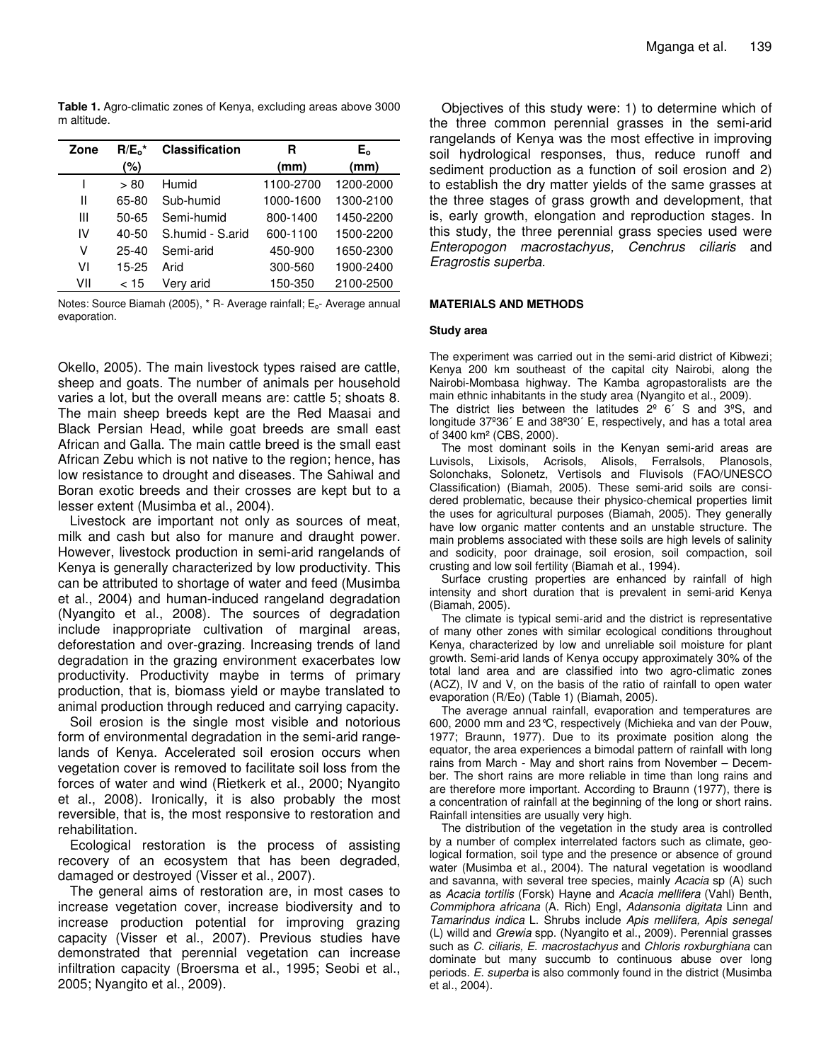**Table 1.** Agro-climatic zones of Kenya, excluding areas above 3000 m altitude.

| Zone | $R/E_o$* (%) | Classification | R (mm) | $E_o$ (mm) |
|---|---|---|---|---|
| I | > 80 | Humid | 1100-2700 | 1200-2000 |
| II | 65-80 | Sub-humid | 1000-1600 | 1300-2100 |
| III | 50-65 | Semi-humid | 800-1400 | 1450-2200 |
| IV | 40-50 | S.humid - S.arid | 600-1100 | 1500-2200 |
| V | 25-40 | Semi-arid | 450-900 | 1650-2300 |
| VI | 15-25 | Arid | 300-560 | 1900-2400 |
| VII | < 15 | Very arid | 150-350 | 2100-2500 |

Notes: Source Biamah (2005), * R- Average rainfall; $E_o$- Average annual evaporation.

Okello, 2005). The main livestock types raised are cattle, sheep and goats. The number of animals per household varies a lot, but the overall means are: cattle 5; shoats 8. The main sheep breeds kept are the Red Maasai and Black Persian Head, while goat breeds are small east African and Galla. The main cattle breed is the small east African Zebu which is not native to the region; hence, has low resistance to drought and diseases. The Sahiwal and Boran exotic breeds and their crosses are kept but to a lesser extent (Musimba et al., 2004).

Livestock are important not only as sources of meat, milk and cash but also for manure and draught power. However, livestock production in semi-arid rangelands of Kenya is generally characterized by low productivity. This can be attributed to shortage of water and feed (Musimba et al., 2004) and human-induced rangeland degradation (Nyangito et al., 2008). The sources of degradation include inappropriate cultivation of marginal areas, deforestation and over-grazing. Increasing trends of land degradation in the grazing environment exacerbates low productivity. Productivity maybe in terms of primary production, that is, biomass yield or maybe translated to animal production through reduced and carrying capacity.

Soil erosion is the single most visible and notorious form of environmental degradation in the semi-arid rangelands of Kenya. Accelerated soil erosion occurs when vegetation cover is removed to facilitate soil loss from the forces of water and wind (Rietkerk et al., 2000; Nyangito et al., 2008). Ironically, it is also probably the most reversible, that is, the most responsive to restoration and rehabilitation.

Ecological restoration is the process of assisting recovery of an ecosystem that has been degraded, damaged or destroyed (Visser et al., 2007).

The general aims of restoration are, in most cases to increase vegetation cover, increase biodiversity and to increase production potential for improving grazing capacity (Visser et al., 2007). Previous studies have demonstrated that perennial vegetation can increase infiltration capacity (Broersma et al., 1995; Seobi et al., 2005; Nyangito et al., 2009).

Objectives of this study were: 1) to determine which of the three common perennial grasses in the semi-arid rangelands of Kenya was the most effective in improving soil hydrological responses, thus, reduce runoff and sediment production as a function of soil erosion and 2) to establish the dry matter yields of the same grasses at the three stages of grass growth and development, that is, early growth, elongation and reproduction stages. In this study, the three perennial grass species used were *Enteropogon macrostachyus, Cenchrus ciliaris* and *Eragrostis superba*.

## MATERIALS AND METHODS

### Study area

The experiment was carried out in the semi-arid district of Kibwezi; Kenya 200 km southeast of the capital city Nairobi, along the Nairobi-Mombasa highway. The Kamba agropastoralists are the main ethnic inhabitants in the study area (Nyangito et al., 2009).
The district lies between the latitudes 2º 6´ S and 3ºS, and longitude 37º36´ E and 38º30´ E, respectively, and has a total area of 3400 km² (CBS, 2000).

The most dominant soils in the Kenyan semi-arid areas are Luvisols, Lixisols, Acrisols, Alisols, Ferralsols, Planosols, Solonchaks, Solonetz, Vertisols and Fluvisols (FAO/UNESCO Classification) (Biamah, 2005). These semi-arid soils are considered problematic, because their physico-chemical properties limit the uses for agricultural purposes (Biamah, 2005). They generally have low organic matter contents and an unstable structure. The main problems associated with these soils are high levels of salinity and sodicity, poor drainage, soil erosion, soil compaction, soil crusting and low soil fertility (Biamah et al., 1994).

Surface crusting properties are enhanced by rainfall of high intensity and short duration that is prevalent in semi-arid Kenya (Biamah, 2005).

The climate is typical semi-arid and the district is representative of many other zones with similar ecological conditions throughout Kenya, characterized by low and unreliable soil moisture for plant growth. Semi-arid lands of Kenya occupy approximately 30% of the total land area and are classified into two agro-climatic zones (ACZ), IV and V, on the basis of the ratio of rainfall to open water evaporation (R/Eo) (Table 1) (Biamah, 2005).

The average annual rainfall, evaporation and temperatures are 600, 2000 mm and 23°C, respectively (Michieka and van der Pouw, 1977; Braunn, 1977). Due to its proximate position along the equator, the area experiences a bimodal pattern of rainfall with long rains from March - May and short rains from November – December. The short rains are more reliable in time than long rains and are therefore more important. According to Braunn (1977), there is a concentration of rainfall at the beginning of the long or short rains. Rainfall intensities are usually very high.

The distribution of the vegetation in the study area is controlled by a number of complex interrelated factors such as climate, geological formation, soil type and the presence or absence of ground water (Musimba et al., 2004). The natural vegetation is woodland and savanna, with several tree species, mainly *Acacia* sp (A) such as *Acacia tortilis* (Forsk) Hayne and *Acacia mellifera* (Vahl) Benth, *Commiphora africana* (A. Rich) Engl, *Adansonia digitata* Linn and *Tamarindus indica* L. Shrubs include *Apis mellifera, Apis senegal* (L) willd and *Grewia* spp. (Nyangito et al., 2009). Perennial grasses such as *C. ciliaris, E. macrostachyus* and *Chloris roxburghiana* can dominate but many succumb to continuous abuse over long periods. *E. superba* is also commonly found in the district (Musimba et al., 2004).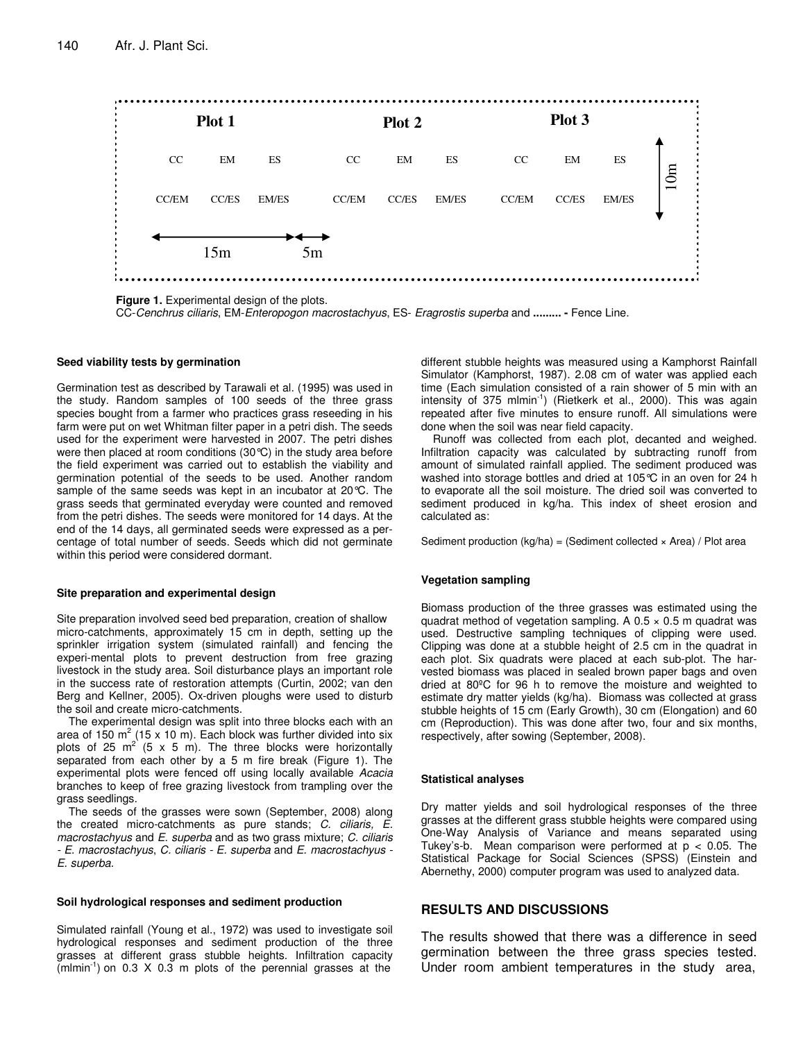| Plot 1 | | | Plot 2 | | | Plot 3 | | | |
|---|---|---|---|---|---|---|---|---|---|
| CC | EM | ES | CC | EM | ES | CC | EM | ES | 10m |
| CC/EM | CC/ES | EM/ES | CC/EM | CC/ES | EM/ES | CC/EM | CC/ES | EM/ES | |
| 15m | | | 5m | | | | | | |

**Figure 1.** Experimental design of the plots.
CC-*Cenchrus ciliaris*, EM-*Enteropogon macrostachyus*, ES- *Eragrostis superba* and **.........** - Fence Line.

#### Seed viability tests by germination

Germination test as described by Tarawali et al. (1995) was used in the study. Random samples of 100 seeds of the three grass species bought from a farmer who practices grass reseeding in his farm were put on wet Whitman filter paper in a petri dish. The seeds used for the experiment were harvested in 2007. The petri dishes were then placed at room conditions (30°C) in the study area before the field experiment was carried out to establish the viability and germination potential of the seeds to be used. Another random sample of the same seeds was kept in an incubator at 20°C. The grass seeds that germinated everyday were counted and removed from the petri dishes. The seeds were monitored for 14 days. At the end of the 14 days, all germinated seeds were expressed as a percentage of total number of seeds. Seeds which did not germinate within this period were considered dormant.

#### Site preparation and experimental design

Site preparation involved seed bed preparation, creation of shallow micro-catchments, approximately 15 cm in depth, setting up the sprinkler irrigation system (simulated rainfall) and fencing the experi-mental plots to prevent destruction from free grazing livestock in the study area. Soil disturbance plays an important role in the success rate of restoration attempts (Curtin, 2002; van den Berg and Kellner, 2005). Ox-driven ploughs were used to disturb the soil and create micro-catchments.

The experimental design was split into three blocks each with an area of 150 m$^2$ (15 x 10 m). Each block was further divided into six plots of 25 m$^2$ (5 x 5 m). The three blocks were horizontally separated from each other by a 5 m fire break (Figure 1). The experimental plots were fenced off using locally available *Acacia* branches to keep of free grazing livestock from trampling over the grass seedlings.

The seeds of the grasses were sown (September, 2008) along the created micro-catchments as pure stands; *C. ciliaris, E. macrostachyus* and *E. superba* and as two grass mixture; *C. ciliaris - E. macrostachyus*, *C. ciliaris - E. superba* and *E. macrostachyus - E. superba.*

#### Soil hydrological responses and sediment production

Simulated rainfall (Young et al., 1972) was used to investigate soil hydrological responses and sediment production of the three grasses at different grass stubble heights. Infiltration capacity (mlmin$^{-1}$) on 0.3 X 0.3 m plots of the perennial grasses at the different stubble heights was measured using a Kamphorst Rainfall Simulator (Kamphorst, 1987). 2.08 cm of water was applied each time (Each simulation consisted of a rain shower of 5 min with an intensity of 375 mlmin$^{-1}$) (Rietkerk et al., 2000). This was again repeated after five minutes to ensure runoff. All simulations were done when the soil was near field capacity.

Runoff was collected from each plot, decanted and weighed. Infiltration capacity was calculated by subtracting runoff from amount of simulated rainfall applied. The sediment produced was washed into storage bottles and dried at 105°C in an oven for 24 h to evaporate all the soil moisture. The dried soil was converted to sediment produced in kg/ha. This index of sheet erosion and calculated as:

Sediment production (kg/ha) = (Sediment collected × Area) / Plot area

#### Vegetation sampling

Biomass production of the three grasses was estimated using the quadrat method of vegetation sampling. A 0.5 × 0.5 m quadrat was used. Destructive sampling techniques of clipping were used. Clipping was done at a stubble height of 2.5 cm in the quadrat in each plot. Six quadrats were placed at each sub-plot. The harvested biomass was placed in sealed brown paper bags and oven dried at 80ºC for 96 h to remove the moisture and weighted to estimate dry matter yields (kg/ha). Biomass was collected at grass stubble heights of 15 cm (Early Growth), 30 cm (Elongation) and 60 cm (Reproduction). This was done after two, four and six months, respectively, after sowing (September, 2008).

#### Statistical analyses

Dry matter yields and soil hydrological responses of the three grasses at the different grass stubble heights were compared using One-Way Analysis of Variance and means separated using Tukey's-b. Mean comparison were performed at $p < 0.05$. The Statistical Package for Social Sciences (SPSS) (Einstein and Abernethy, 2000) computer program was used to analyzed data.

## RESULTS AND DISCUSSIONS

The results showed that there was a difference in seed germination between the three grass species tested. Under room ambient temperatures in the study area,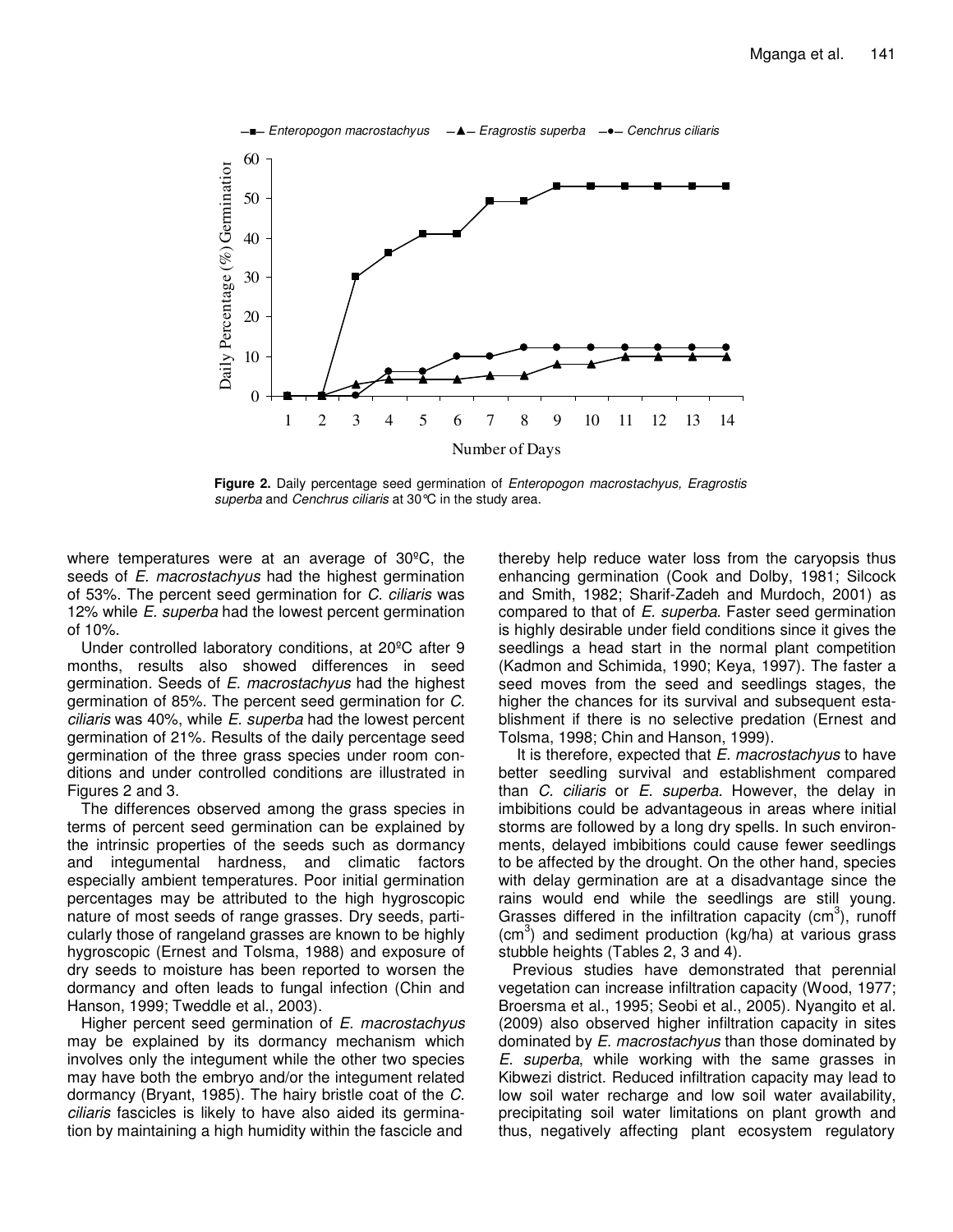**Figure 2.** Daily percentage seed germination of *Enteropogon macrostachyus, Eragrostis superba* and *Cenchrus ciliaris* at 30°C in the study area.

where temperatures were at an average of 30ºC, the seeds of *E. macrostachyus* had the highest germination of 53%. The percent seed germination for *C. ciliaris* was 12% while *E. superba* had the lowest percent germination of 10%.

Under controlled laboratory conditions, at 20ºC after 9 months, results also showed differences in seed germination. Seeds of *E. macrostachyus* had the highest germination of 85%. The percent seed germination for *C. ciliaris* was 40%, while *E. superba* had the lowest percent germination of 21%. Results of the daily percentage seed germination of the three grass species under room conditions and under controlled conditions are illustrated in Figures 2 and 3.

The differences observed among the grass species in terms of percent seed germination can be explained by the intrinsic properties of the seeds such as dormancy and integumental hardness, and climatic factors especially ambient temperatures. Poor initial germination percentages may be attributed to the high hygroscopic nature of most seeds of range grasses. Dry seeds, particularly those of rangeland grasses are known to be highly hygroscopic (Ernest and Tolsma, 1988) and exposure of dry seeds to moisture has been reported to worsen the dormancy and often leads to fungal infection (Chin and Hanson, 1999; Tweddle et al., 2003).

Higher percent seed germination of *E. macrostachyus* may be explained by its dormancy mechanism which involves only the integument while the other two species may have both the embryo and/or the integument related dormancy (Bryant, 1985). The hairy bristle coat of the *C. ciliaris* fascicles is likely to have also aided its germination by maintaining a high humidity within the fascicle and thereby help reduce water loss from the caryopsis thus enhancing germination (Cook and Dolby, 1981; Silcock and Smith, 1982; Sharif-Zadeh and Murdoch, 2001) as compared to that of *E. superba*. Faster seed germination is highly desirable under field conditions since it gives the seedlings a head start in the normal plant competition (Kadmon and Schimida, 1990; Keya, 1997). The faster a seed moves from the seed and seedlings stages, the higher the chances for its survival and subsequent establishment if there is no selective predation (Ernest and Tolsma, 1998; Chin and Hanson, 1999).

It is therefore, expected that *E. macrostachyus* to have better seedling survival and establishment compared than *C. ciliaris* or *E. superba*. However, the delay in imbibitions could be advantageous in areas where initial storms are followed by a long dry spells. In such environments, delayed imbibitions could cause fewer seedlings to be affected by the drought. On the other hand, species with delay germination are at a disadvantage since the rains would end while the seedlings are still young. Grasses differed in the infiltration capacity ($cm^3$), runoff ($cm^3$) and sediment production (kg/ha) at various grass stubble heights (Tables 2, 3 and 4).

Previous studies have demonstrated that perennial vegetation can increase infiltration capacity (Wood, 1977; Broersma et al., 1995; Seobi et al., 2005). Nyangito et al. (2009) also observed higher infiltration capacity in sites dominated by *E. macrostachyus* than those dominated by *E. superba*, while working with the same grasses in Kibwezi district. Reduced infiltration capacity may lead to low soil water recharge and low soil water availability, precipitating soil water limitations on plant growth and thus, negatively affecting plant ecosystem regulatory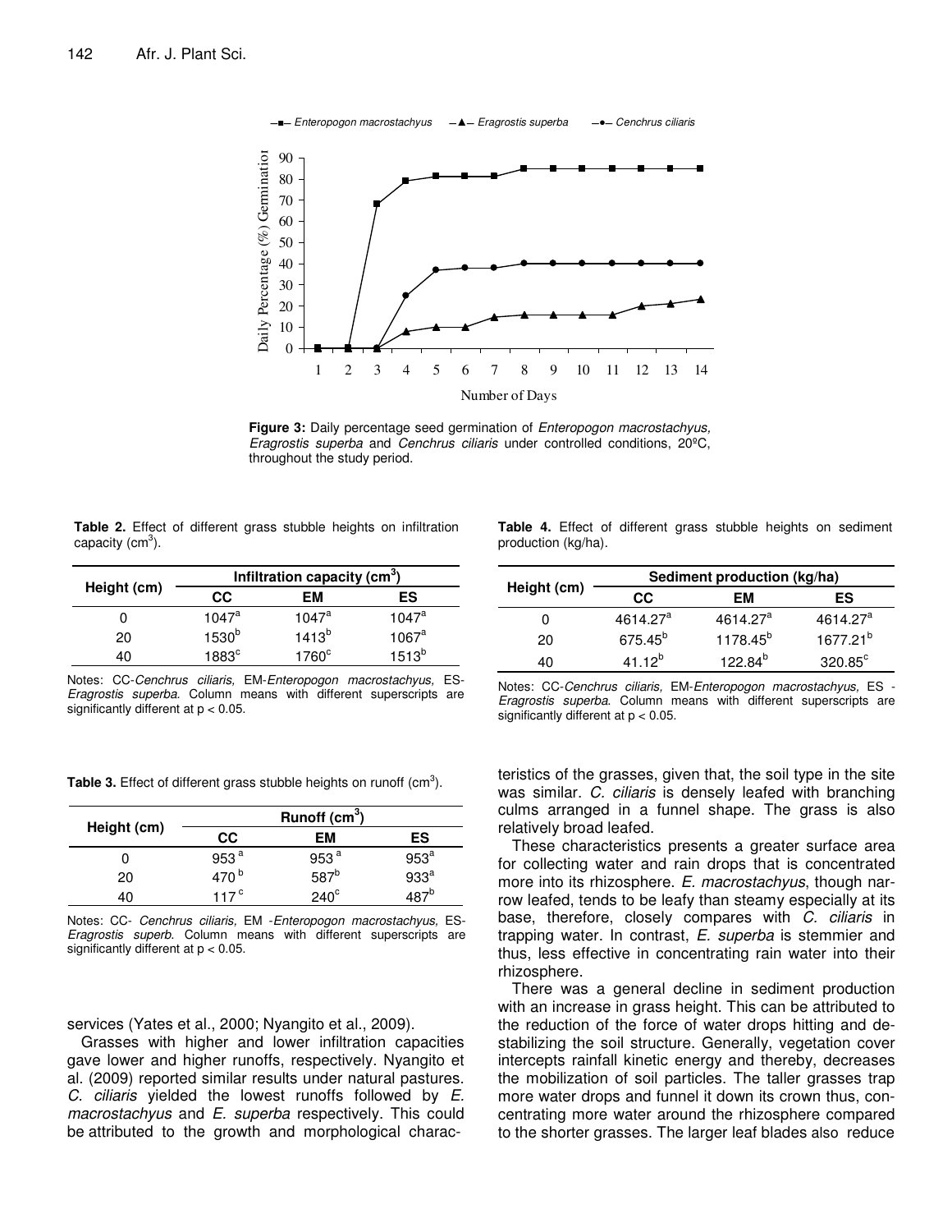**Figure 3:** Daily percentage seed germination of *Enteropogon macrostachyus, Eragrostis superba* and *Cenchrus ciliaris* under controlled conditions, 20ºC, throughout the study period.

**Table 2.** Effect of different grass stubble heights on infiltration capacity ($cm^3$).

| Height (cm) | Infiltration capacity ($cm^3$) | | |
|---|---|---|---|
| | CC | EM | ES |
| 0 | $1047^a$ | $1047^a$ | $1047^a$ |
| 20 | $1530^b$ | $1413^b$ | $1067^a$ |
| 40 | $1883^c$ | $1760^c$ | $1513^b$ |

Notes: CC-*Cenchrus ciliaris,* EM-*Enteropogon macrostachyus,* ES-*Eragrostis superba*. Column means with different superscripts are significantly different at $p < 0.05$.

**Table 3.** Effect of different grass stubble heights on runoff ($cm^3$).

| Height (cm) | Runoff ($cm^3$) | | |
|---|---|---|---|
| | CC | EM | ES |
| 0 | $953^a$ | $953^a$ | $953^a$ |
| 20 | $470^b$ | $587^b$ | $933^a$ |
| 40 | $117^c$ | $240^c$ | $487^b$ |

Notes: CC- *Cenchrus ciliaris,* EM -*Enteropogon macrostachyus,* ES-*Eragrostis superb*. Column means with different superscripts are significantly different at $p < 0.05$.

**Table 4.** Effect of different grass stubble heights on sediment production (kg/ha).

| Height (cm) | Sediment production (kg/ha) | | |
|---|---|---|---|
| | CC | EM | ES |
| 0 | $4614.27^a$ | $4614.27^a$ | $4614.27^a$ |
| 20 | $675.45^b$ | $1178.45^b$ | $1677.21^b$ |
| 40 | $41.12^b$ | $122.84^b$ | $320.85^c$ |

Notes: CC-*Cenchrus ciliaris,* EM-*Enteropogon macrostachyus,* ES - *Eragrostis superba*. Column means with different superscripts are significantly different at $p < 0.05$.

services (Yates et al., 2000; Nyangito et al., 2009).

Grasses with higher and lower infiltration capacities gave lower and higher runoffs, respectively. Nyangito et al. (2009) reported similar results under natural pastures. *C. ciliaris* yielded the lowest runoffs followed by *E. macrostachyus* and *E. superba* respectively. This could be attributed to the growth and morphological characteristics of the grasses, given that, the soil type in the site was similar. *C. ciliaris* is densely leafed with branching culms arranged in a funnel shape. The grass is also relatively broad leafed.

These characteristics presents a greater surface area for collecting water and rain drops that is concentrated more into its rhizosphere. *E. macrostachyus*, though narrow leafed, tends to be leafy than steamy especially at its base, therefore, closely compares with *C. ciliaris* in trapping water. In contrast, *E. superba* is stemmier and thus, less effective in concentrating rain water into their rhizosphere.

There was a general decline in sediment production with an increase in grass height. This can be attributed to the reduction of the force of water drops hitting and destabilizing the soil structure. Generally, vegetation cover intercepts rainfall kinetic energy and thereby, decreases the mobilization of soil particles. The taller grasses trap more water drops and funnel it down its crown thus, concentrating more water around the rhizosphere compared to the shorter grasses. The larger leaf blades also reduce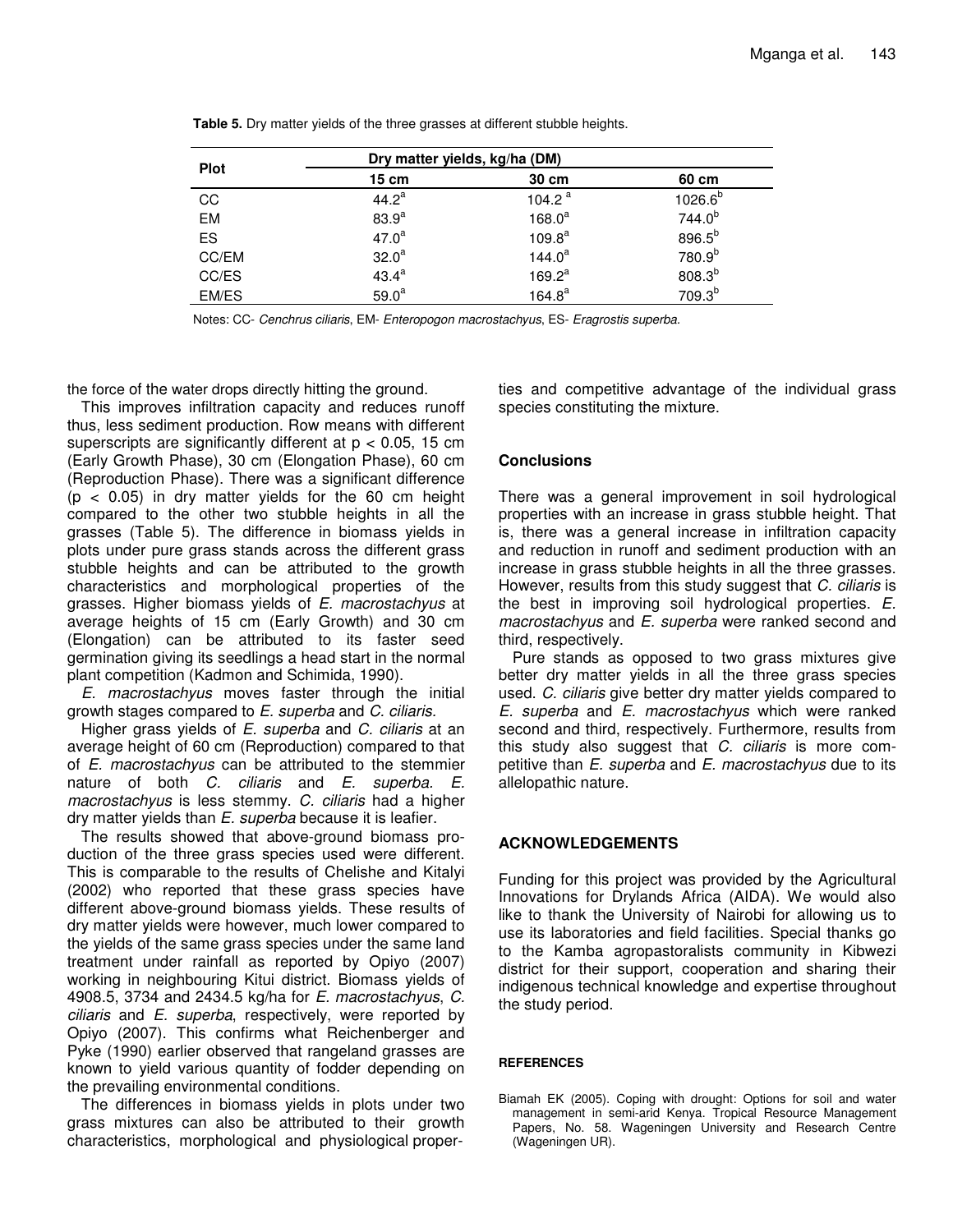**Table 5.** Dry matter yields of the three grasses at different stubble heights.

| Plot | Dry matter yields, kg/ha (DM) | | |
|---|---|---|---|
| | 15 cm | 30 cm | 60 cm |
| CC | $44.2^a$ | $104.2^a$ | $1026.6^b$ |
| EM | $83.9^a$ | $168.0^a$ | $744.0^b$ |
| ES | $47.0^a$ | $109.8^a$ | $896.5^b$ |
| CC/EM | $32.0^a$ | $144.0^a$ | $780.9^b$ |
| CC/ES | $43.4^a$ | $169.2^a$ | $808.3^b$ |
| EM/ES | $59.0^a$ | $164.8^a$ | $709.3^b$ |

Notes: CC- *Cenchrus ciliaris*, EM- *Enteropogon macrostachyus*, ES- *Eragrostis superba*.

the force of the water drops directly hitting the ground.

This improves infiltration capacity and reduces runoff thus, less sediment production. Row means with different superscripts are significantly different at $p < 0.05$, 15 cm (Early Growth Phase), 30 cm (Elongation Phase), 60 cm (Reproduction Phase). There was a significant difference ($p < 0.05$) in dry matter yields for the 60 cm height compared to the other two stubble heights in all the grasses (Table 5). The difference in biomass yields in plots under pure grass stands across the different grass stubble heights and can be attributed to the growth characteristics and morphological properties of the grasses. Higher biomass yields of *E. macrostachyus* at average heights of 15 cm (Early Growth) and 30 cm (Elongation) can be attributed to its faster seed germination giving its seedlings a head start in the normal plant competition (Kadmon and Schimida, 1990).

*E. macrostachyus* moves faster through the initial growth stages compared to *E. superba* and *C. ciliaris.*

Higher grass yields of *E. superba* and *C. ciliaris* at an average height of 60 cm (Reproduction) compared to that of *E. macrostachyus* can be attributed to the stemmier nature of both *C. ciliaris* and *E. superba*. *E. macrostachyus* is less stemmy. *C. ciliaris* had a higher dry matter yields than *E. superba* because it is leafier.

The results showed that above-ground biomass production of the three grass species used were different. This is comparable to the results of Chelishe and Kitalyi (2002) who reported that these grass species have different above-ground biomass yields. These results of dry matter yields were however, much lower compared to the yields of the same grass species under the same land treatment under rainfall as reported by Opiyo (2007) working in neighbouring Kitui district. Biomass yields of 4908.5, 3734 and 2434.5 kg/ha for *E. macrostachyus*, *C. ciliaris* and *E. superba*, respectively, were reported by Opiyo (2007). This confirms what Reichenberger and Pyke (1990) earlier observed that rangeland grasses are known to yield various quantity of fodder depending on the prevailing environmental conditions.

The differences in biomass yields in plots under two grass mixtures can also be attributed to their growth characteristics, morphological and physiological properties and competitive advantage of the individual grass species constituting the mixture.

## Conclusions

There was a general improvement in soil hydrological properties with an increase in grass stubble height. That is, there was a general increase in infiltration capacity and reduction in runoff and sediment production with an increase in grass stubble heights in all the three grasses. However, results from this study suggest that *C. ciliaris* is the best in improving soil hydrological properties. *E. macrostachyus* and *E. superba* were ranked second and third, respectively.

Pure stands as opposed to two grass mixtures give better dry matter yields in all the three grass species used. *C. ciliaris* give better dry matter yields compared to *E. superba* and *E. macrostachyus* which were ranked second and third, respectively. Furthermore, results from this study also suggest that *C. ciliaris* is more competitive than *E. superba* and *E. macrostachyus* due to its allelopathic nature.

## ACKNOWLEDGEMENTS

Funding for this project was provided by the Agricultural Innovations for Drylands Africa (AIDA). We would also like to thank the University of Nairobi for allowing us to use its laboratories and field facilities. Special thanks go to the Kamba agropastoralists community in Kibwezi district for their support, cooperation and sharing their indigenous technical knowledge and expertise throughout the study period.

## REFERENCES

Biamah EK (2005). Coping with drought: Options for soil and water management in semi-arid Kenya. Tropical Resource Management Papers, No. 58. Wageningen University and Research Centre (Wageningen UR).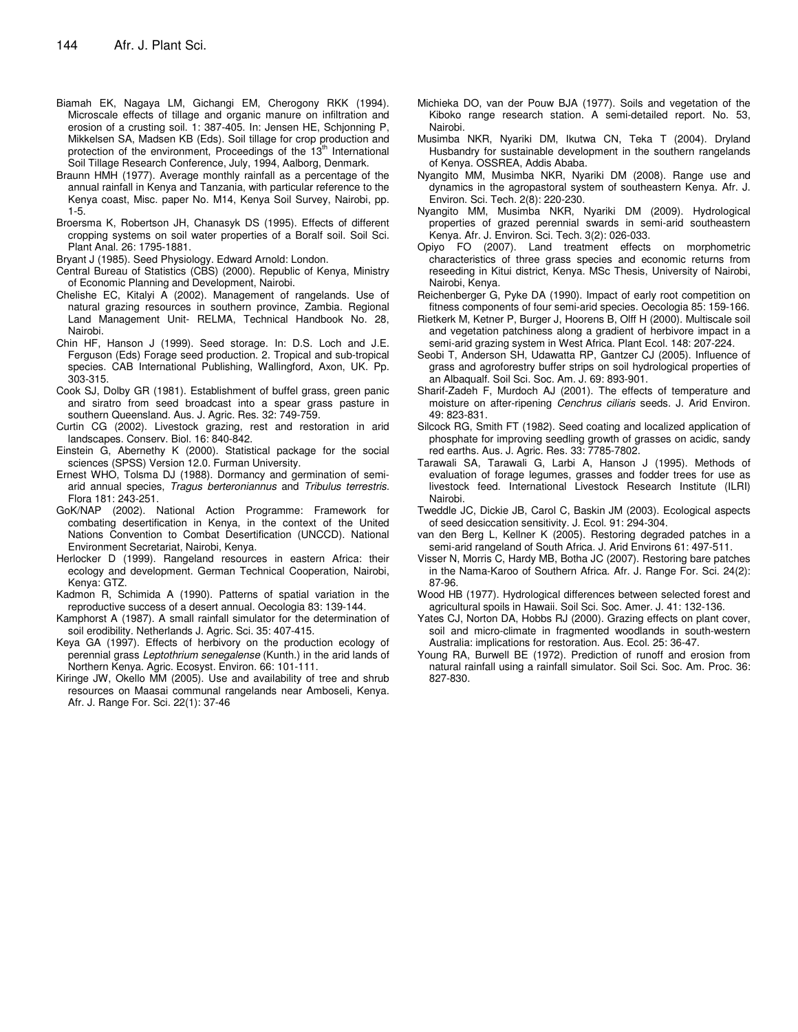Biamah EK, Nagaya LM, Gichangi EM, Cherogony RKK (1994). Microscale effects of tillage and organic manure on infiltration and erosion of a crusting soil. 1: 387-405. In: Jensen HE, Schjonning P, Mikkelsen SA, Madsen KB (Eds). Soil tillage for crop production and protection of the environment, Proceedings of the 13[th] International Soil Tillage Research Conference, July, 1994, Aalborg, Denmark.

Braunn HMH (1977). Average monthly rainfall as a percentage of the annual rainfall in Kenya and Tanzania, with particular reference to the Kenya coast, Misc. paper No. M14, Kenya Soil Survey, Nairobi, pp. 1-5.

Broersma K, Robertson JH, Chanasyk DS (1995). Effects of different cropping systems on soil water properties of a Boralf soil. Soil Sci. Plant Anal. 26: 1795-1881.

Bryant J (1985). Seed Physiology. Edward Arnold: London.

Central Bureau of Statistics (CBS) (2000). Republic of Kenya, Ministry of Economic Planning and Development, Nairobi.

Chelishe EC, Kitalyi A (2002). Management of rangelands. Use of natural grazing resources in southern province, Zambia. Regional Land Management Unit- RELMA, Technical Handbook No. 28, Nairobi.

Chin HF, Hanson J (1999). Seed storage. In: D.S. Loch and J.E. Ferguson (Eds) Forage seed production. 2. Tropical and sub-tropical species. CAB International Publishing, Wallingford, Axon, UK. Pp. 303-315.

Cook SJ, Dolby GR (1981). Establishment of buffel grass, green panic and siratro from seed broadcast into a spear grass pasture in southern Queensland. Aus. J. Agric. Res. 32: 749-759.

Curtin CG (2002). Livestock grazing, rest and restoration in arid landscapes. Conserv. Biol. 16: 840-842.

Einstein G, Abernethy K (2000). Statistical package for the social sciences (SPSS) Version 12.0. Furman University.

Ernest WHO, Tolsma DJ (1988). Dormancy and germination of semi-arid annual species, *Tragus berteroniannus* and *Tribulus terrestris.* Flora 181: 243-251.

GoK/NAP (2002). National Action Programme: Framework for combating desertification in Kenya, in the context of the United Nations Convention to Combat Desertification (UNCCD). National Environment Secretariat, Nairobi, Kenya.

Herlocker D (1999). Rangeland resources in eastern Africa: their ecology and development. German Technical Cooperation, Nairobi, Kenya: GTZ.

Kadmon R, Schimida A (1990). Patterns of spatial variation in the reproductive success of a desert annual. Oecologia 83: 139-144.

Kamphorst A (1987). A small rainfall simulator for the determination of soil erodibility. Netherlands J. Agric. Sci. 35: 407-415.

Keya GA (1997). Effects of herbivory on the production ecology of perennial grass *Leptothrium senegalense* (Kunth.) in the arid lands of Northern Kenya. Agric. Ecosyst. Environ. 66: 101-111.

Kiringe JW, Okello MM (2005). Use and availability of tree and shrub resources on Maasai communal rangelands near Amboseli, Kenya. Afr. J. Range For. Sci. 22(1): 37-46

Michieka DO, van der Pouw BJA (1977). Soils and vegetation of the Kiboko range research station. A semi-detailed report. No. 53, Nairobi.

Musimba NKR, Nyariki DM, Ikutwa CN, Teka T (2004). Dryland Husbandry for sustainable development in the southern rangelands of Kenya. OSSREA, Addis Ababa.

Nyangito MM, Musimba NKR, Nyariki DM (2008). Range use and dynamics in the agropastoral system of southeastern Kenya. Afr. J. Environ. Sci. Tech. 2(8): 220-230.

Nyangito MM, Musimba NKR, Nyariki DM (2009). Hydrological properties of grazed perennial swards in semi-arid southeastern Kenya. Afr. J. Environ. Sci. Tech. 3(2): 026-033.

Opiyo FO (2007). Land treatment effects on morphometric characteristics of three grass species and economic returns from reseeding in Kitui district, Kenya. MSc Thesis, University of Nairobi, Nairobi, Kenya.

Reichenberger G, Pyke DA (1990). Impact of early root competition on fitness components of four semi-arid species. Oecologia 85: 159-166.

Rietkerk M, Ketner P, Burger J, Hoorens B, Olff H (2000). Multiscale soil and vegetation patchiness along a gradient of herbivore impact in a semi-arid grazing system in West Africa. Plant Ecol. 148: 207-224.

Seobi T, Anderson SH, Udawatta RP, Gantzer CJ (2005). Influence of grass and agroforestry buffer strips on soil hydrological properties of an Albaqualf. Soil Sci. Soc. Am. J. 69: 893-901.

Sharif-Zadeh F, Murdoch AJ (2001). The effects of temperature and moisture on after-ripening *Cenchrus ciliaris* seeds. J. Arid Environ. 49: 823-831.

Silcock RG, Smith FT (1982). Seed coating and localized application of phosphate for improving seedling growth of grasses on acidic, sandy red earths. Aus. J. Agric. Res. 33: 7785-7802.

Tarawali SA, Tarawali G, Larbi A, Hanson J (1995). Methods of evaluation of forage legumes, grasses and fodder trees for use as livestock feed. International Livestock Research Institute (ILRI) Nairobi.

Tweddle JC, Dickie JB, Carol C, Baskin JM (2003). Ecological aspects of seed desiccation sensitivity. J. Ecol. 91: 294-304.

van den Berg L, Kellner K (2005). Restoring degraded patches in a semi-arid rangeland of South Africa. J. Arid Environs 61: 497-511.

Visser N, Morris C, Hardy MB, Botha JC (2007). Restoring bare patches in the Nama-Karoo of Southern Africa. Afr. J. Range For. Sci. 24(2): 87-96.

Wood HB (1977). Hydrological differences between selected forest and agricultural spoils in Hawaii. Soil Sci. Soc. Amer. J. 41: 132-136.

Yates CJ, Norton DA, Hobbs RJ (2000). Grazing effects on plant cover, soil and micro-climate in fragmented woodlands in south-western Australia: implications for restoration. Aus. Ecol. 25: 36-47.

Young RA, Burwell BE (1972). Prediction of runoff and erosion from natural rainfall using a rainfall simulator. Soil Sci. Soc. Am. Proc. 36: 827-830.